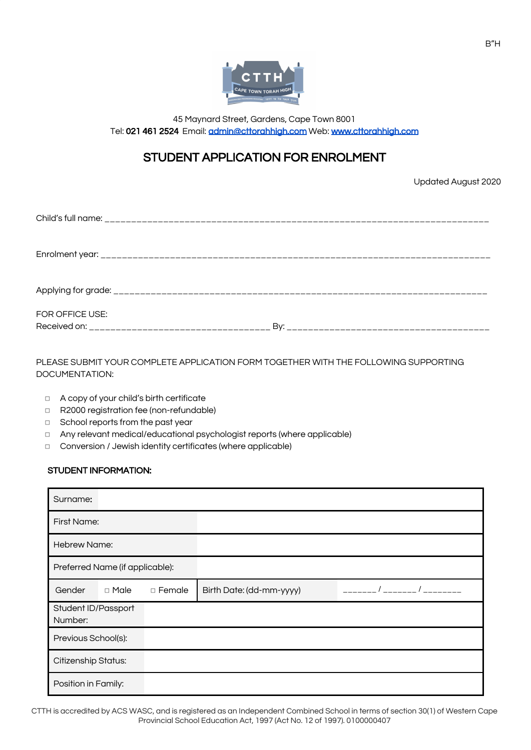B"H

45 Maynard Street, Gardens, Cape Town 8001
Tel: **021 461 2524** Email: admin@cttorahhigh.com Web: www.cttorahhigh.com

# STUDENT APPLICATION FOR ENROLMENT

Updated August 2020

Child's full name: ___________________________________________________________________________

Enrolment year: ___________________________________________________________________________

Applying for grade: _________________________________________________________________________

FOR OFFICE USE:
Received on: ___________________________________ By: _______________________________________

PLEASE SUBMIT YOUR COMPLETE APPLICATION FORM TOGETHER WITH THE FOLLOWING SUPPORTING DOCUMENTATION:

- ☐ A copy of your child's birth certificate
- ☐ R2000 registration fee (non-refundable)
- ☐ School reports from the past year
- ☐ Any relevant medical/educational psychologist reports (where applicable)
- ☐ Conversion / Jewish identity certificates (where applicable)

**STUDENT INFORMATION:**

| Surname: | | | | |
|---|---|---|---|---|
| First Name: | | | | |
| Hebrew Name: | | | | |
| Preferred Name (if applicable): | | | | |
| Gender | ☐ Male | ☐ Female | Birth Date: (dd-mm-yyyy) | _______ / _______ / ________ |
| Student ID/Passport Number: | | | | |
| Previous School(s): | | | | |
| Citizenship Status: | | | | |
| Position in Family: | | | | |

CTTH is accredited by ACS WASC, and is registered as an Independent Combined School in terms of section 30(1) of Western Cape Provincial School Education Act, 1997 (Act No. 12 of 1997). 0100000407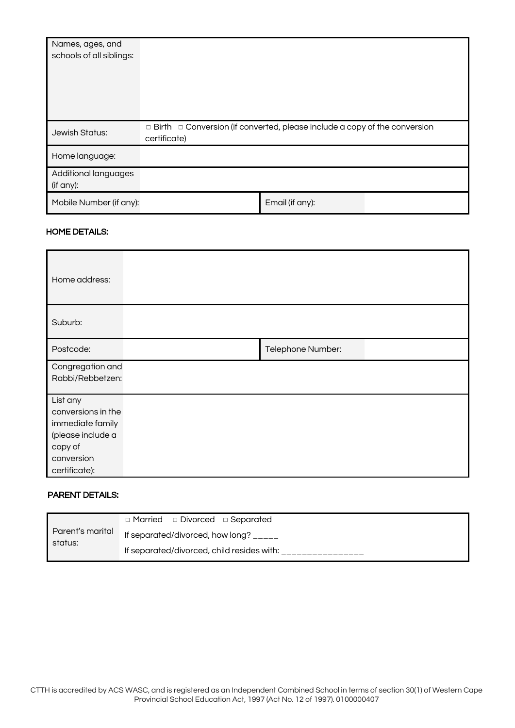| | | | |
|---|---|---|---|
| Names, ages, and schools of all siblings: | | | |
| Jewish Status: | □ Birth □ Conversion (if converted, please include a copy of the conversion certificate) | | |
| Home language: | | | |
| Additional languages (if any): | | | |
| Mobile Number (if any): | | Email (if any): | |

### HOME DETAILS:

| | | | |
|---|---|---|---|
| Home address: | | | |
| Suburb: | | | |
| Postcode: | | Telephone Number: | |
| Congregation and Rabbi/Rebbetzen: | | | |
| List any conversions in the immediate family (please include a copy of conversion certificate): | | | |

### PARENT DETAILS:

| | |
|---|---|
| Parent's marital status: | □ Married □ Divorced □ Separated<br>If separated/divorced, how long? _____<br>If separated/divorced, child resides with: ________________ |

CTTH is accredited by ACS WASC, and is registered as an Independent Combined School in terms of section 30(1) of Western Cape Provincial School Education Act, 1997 (Act No. 12 of 1997). 0100000407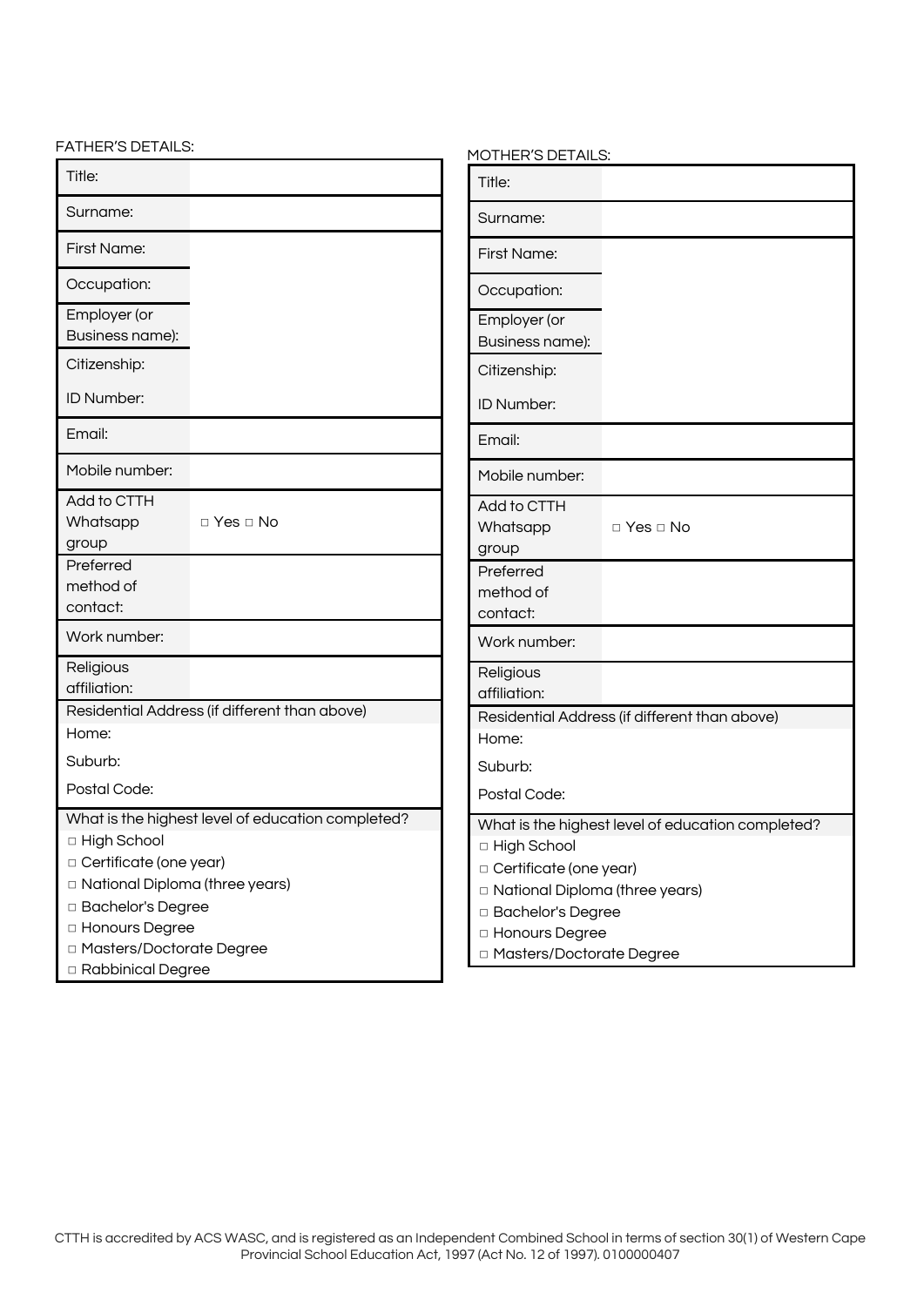FATHER'S DETAILS:

| Field | |
|---|---|
| Title: | |
| Surname: | |
| First Name: | |
| Occupation: | |
| Employer (or Business name): | |
| Citizenship: | |
| ID Number: | |
| Email: | |
| Mobile number: | |
| Add to CTTH Whatsapp group | □ Yes □ No |
| Preferred method of contact: | |
| Work number: | |
| Religious affiliation: | |

Residential Address (if different than above)

Home:

Suburb:

Postal Code:

What is the highest level of education completed?

- □ High School
- □ Certificate (one year)
- □ National Diploma (three years)
- □ Bachelor's Degree
- □ Honours Degree
- □ Masters/Doctorate Degree
- □ Rabbinical Degree

MOTHER'S DETAILS:

| Field | |
|---|---|
| Title: | |
| Surname: | |
| First Name: | |
| Occupation: | |
| Employer (or Business name): | |
| Citizenship: | |
| ID Number: | |
| Email: | |
| Mobile number: | |
| Add to CTTH Whatsapp group | □ Yes □ No |
| Preferred method of contact: | |
| Work number: | |
| Religious affiliation: | |

Residential Address (if different than above)

Home:

Suburb:

Postal Code:

What is the highest level of education completed?

- □ High School
- □ Certificate (one year)
- □ National Diploma (three years)
- □ Bachelor's Degree
- □ Honours Degree
- □ Masters/Doctorate Degree

CTTH is accredited by ACS WASC, and is registered as an Independent Combined School in terms of section 30(1) of Western Cape Provincial School Education Act, 1997 (Act No. 12 of 1997). 0100000407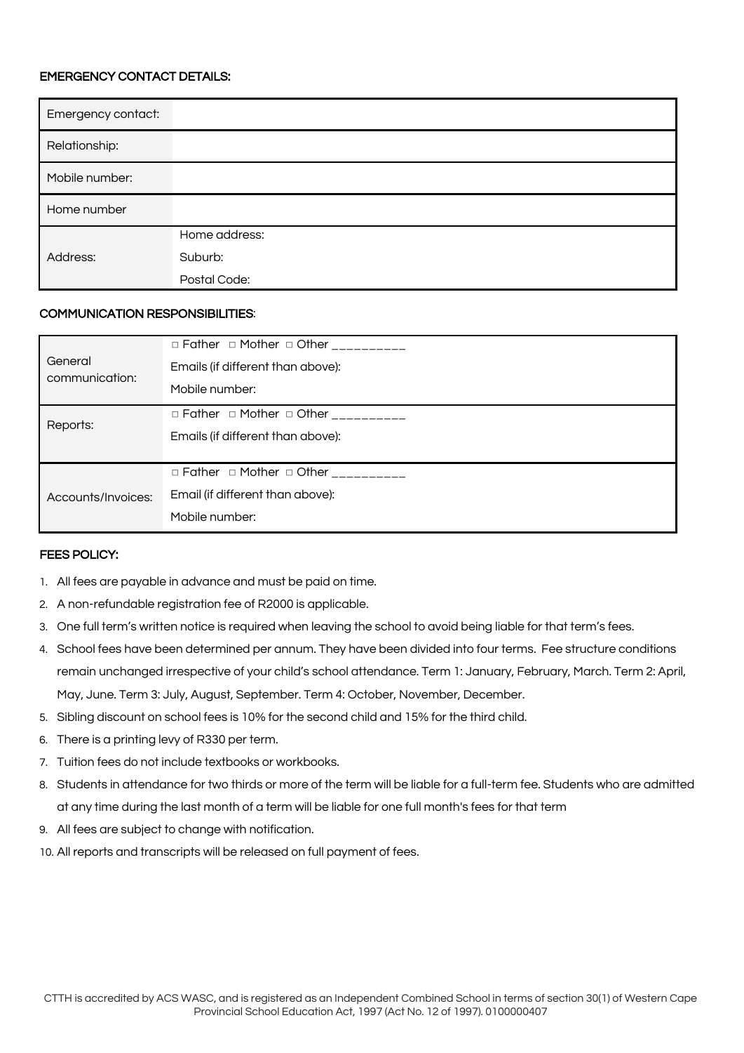**EMERGENCY CONTACT DETAILS:**

| | |
|---|---|
| Emergency contact: | |
| Relationship: | |
| Mobile number: | |
| Home number | |
| Address: | Home address:<br>Suburb:<br>Postal Code: |

**COMMUNICATION RESPONSIBILITIES**:

| | |
|---|---|
| General communication: | □ Father □ Mother □ Other __________<br>Emails (if different than above):<br>Mobile number: |
| Reports: | □ Father □ Mother □ Other __________<br>Emails (if different than above): |
| Accounts/Invoices: | □ Father □ Mother □ Other __________<br>Email (if different than above):<br>Mobile number: |

**FEES POLICY:**

1. All fees are payable in advance and must be paid on time.
2. A non-refundable registration fee of R2000 is applicable.
3. One full term's written notice is required when leaving the school to avoid being liable for that term's fees.
4. School fees have been determined per annum. They have been divided into four terms. Fee structure conditions remain unchanged irrespective of your child's school attendance. Term 1: January, February, March. Term 2: April, May, June. Term 3: July, August, September. Term 4: October, November, December.
5. Sibling discount on school fees is 10% for the second child and 15% for the third child.
6. There is a printing levy of R330 per term.
7. Tuition fees do not include textbooks or workbooks.
8. Students in attendance for two thirds or more of the term will be liable for a full-term fee. Students who are admitted at any time during the last month of a term will be liable for one full month's fees for that term
9. All fees are subject to change with notification.
10. All reports and transcripts will be released on full payment of fees.

CTTH is accredited by ACS WASC, and is registered as an Independent Combined School in terms of section 30(1) of Western Cape Provincial School Education Act, 1997 (Act No. 12 of 1997). 0100000407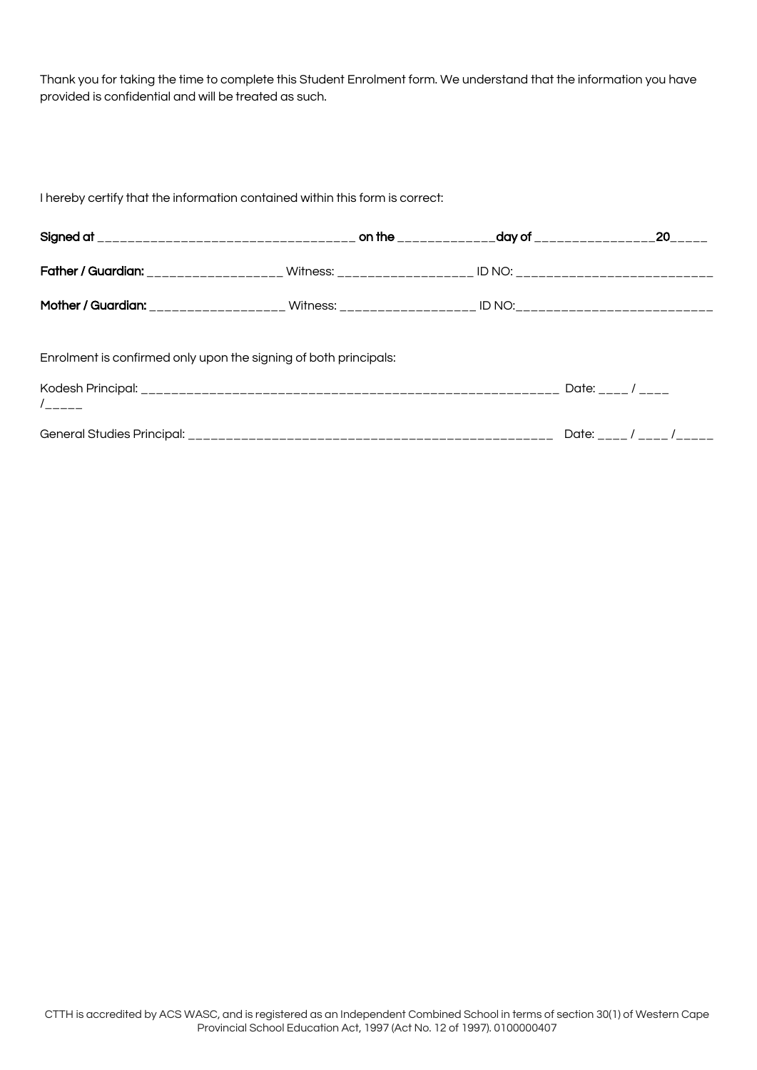Thank you for taking the time to complete this Student Enrolment form. We understand that the information you have provided is confidential and will be treated as such.

I hereby certify that the information contained within this form is correct:

**Signed at** __________________________________ **on the** _____________**day of** ________________**20**_____

**Father / Guardian:** __________________ Witness: __________________ ID NO: ___________________________

**Mother / Guardian:** __________________ Witness: __________________ ID NO:___________________________

Enrolment is confirmed only upon the signing of both principals:

Kodesh Principal: __________________________________________________________ Date: ____ / ____ /_____

General Studies Principal: __________________________________________________ Date: ____ / ____ /_____

CTTH is accredited by ACS WASC, and is registered as an Independent Combined School in terms of section 30(1) of Western Cape Provincial School Education Act, 1997 (Act No. 12 of 1997). 0100000407